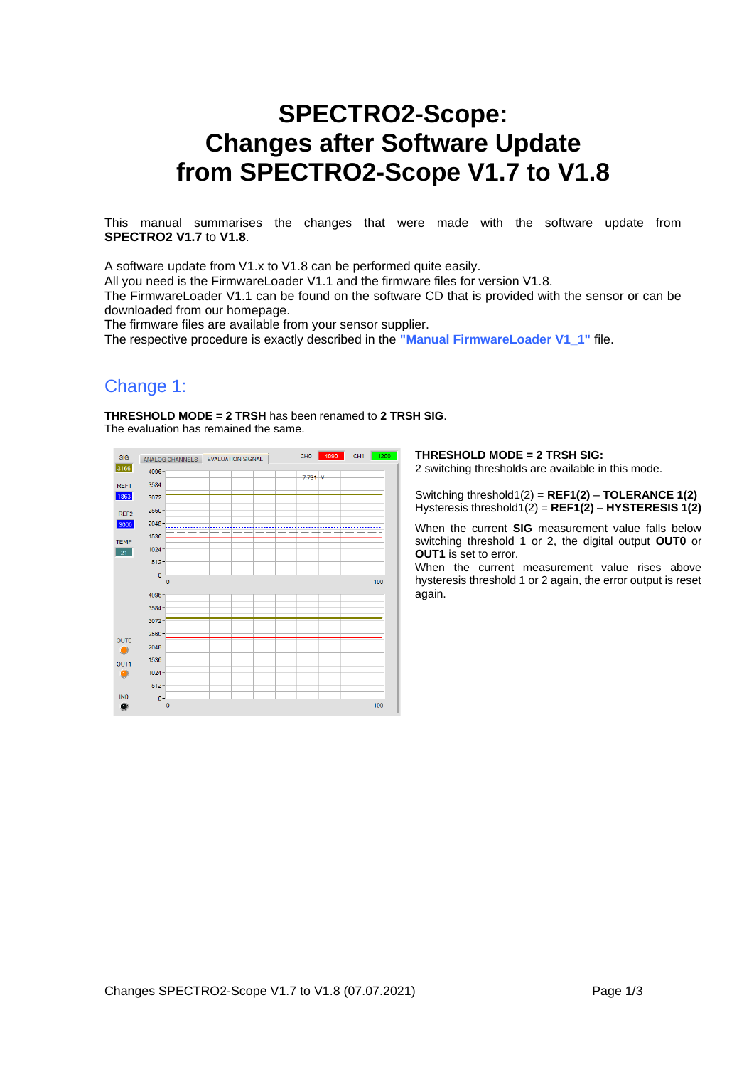# SPECTRO2-Scope: Changes after Software Update from SPECTRO2-Scope V1.7 to V1.8

This manual summarises the changes that were made with the software update from **SPECTRO2 V1.7** to **V1.8**.

A software update from V1.x to V1.8 can be performed quite easily.
All you need is the FirmwareLoader V1.1 and the firmware files for version V1.8.
The FirmwareLoader V1.1 can be found on the software CD that is provided with the sensor or can be downloaded from our homepage.
The firmware files are available from your sensor supplier.
The respective procedure is exactly described in the **"Manual FirmwareLoader V1_1"** file.

## Change 1:

**THRESHOLD MODE = 2 TRSH** has been renamed to **2 TRSH SIG**.
The evaluation has remained the same.

**THRESHOLD MODE = 2 TRSH SIG:**
2 switching thresholds are available in this mode.

Switching threshold1(2) = **REF1(2)** – **TOLERANCE 1(2)**
Hysteresis threshold1(2) = **REF1(2)** – **HYSTERESIS 1(2)**

When the current **SIG** measurement value falls below switching threshold 1 or 2, the digital output **OUT0** or **OUT1** is set to error.
When the current measurement value rises above hysteresis threshold 1 or 2 again, the error output is reset again.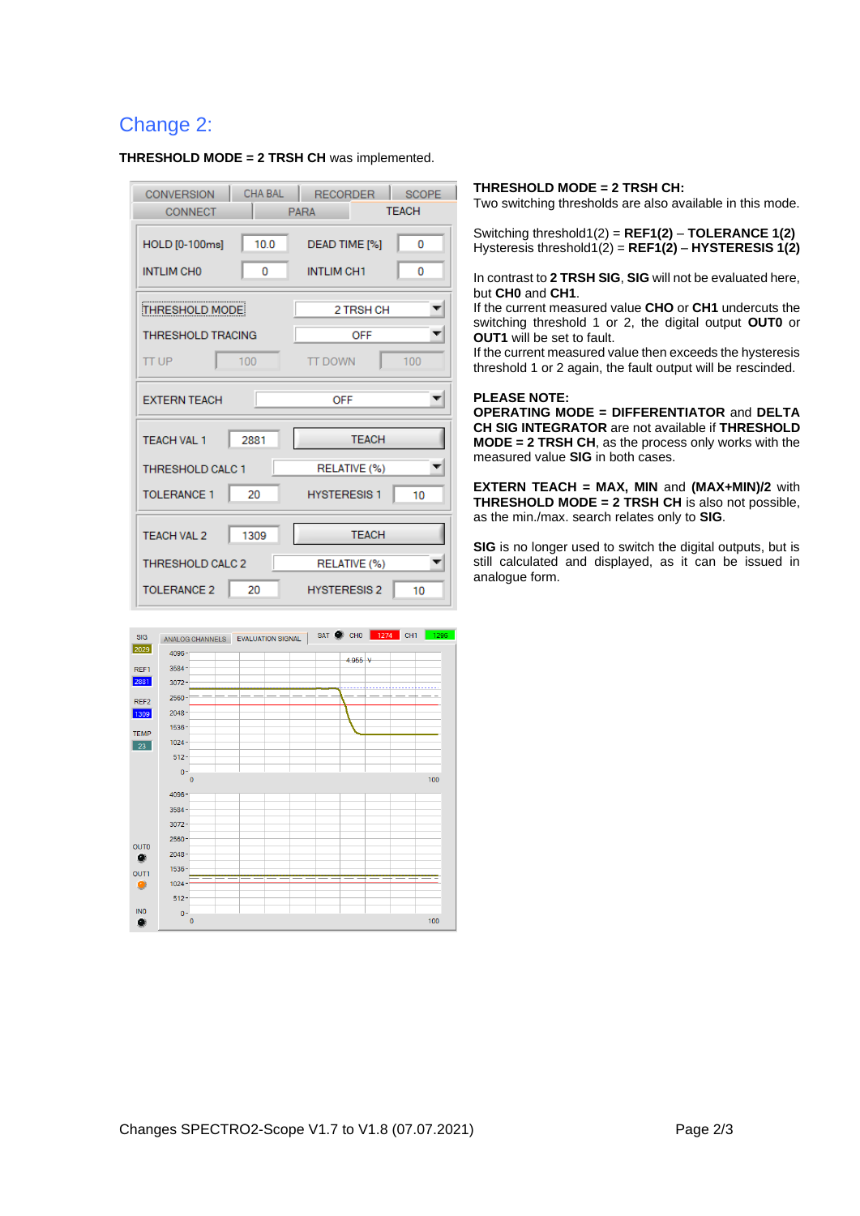## Change 2:

**THRESHOLD MODE = 2 TRSH CH** was implemented.

**THRESHOLD MODE = 2 TRSH CH:**
Two switching thresholds are also available in this mode.

Switching threshold1(2) = **REF1(2)** – **TOLERANCE 1(2)**
Hysteresis threshold1(2) = **REF1(2)** – **HYSTERESIS 1(2)**

In contrast to **2 TRSH SIG**, **SIG** will not be evaluated here, but **CH0** and **CH1**.
If the current measured value **CHO** or **CH1** undercuts the switching threshold 1 or 2, the digital output **OUT0** or **OUT1** will be set to fault.
If the current measured value then exceeds the hysteresis threshold 1 or 2 again, the fault output will be rescinded.

**PLEASE NOTE:**
**OPERATING MODE = DIFFERENTIATOR** and **DELTA CH SIG INTEGRATOR** are not available if **THRESHOLD MODE = 2 TRSH CH**, as the process only works with the measured value **SIG** in both cases.

**EXTERN TEACH = MAX, MIN** and **(MAX+MIN)/2** with **THRESHOLD MODE = 2 TRSH CH** is also not possible, as the min./max. search relates only to **SIG**.

**SIG** is no longer used to switch the digital outputs, but is still calculated and displayed, as it can be issued in analogue form.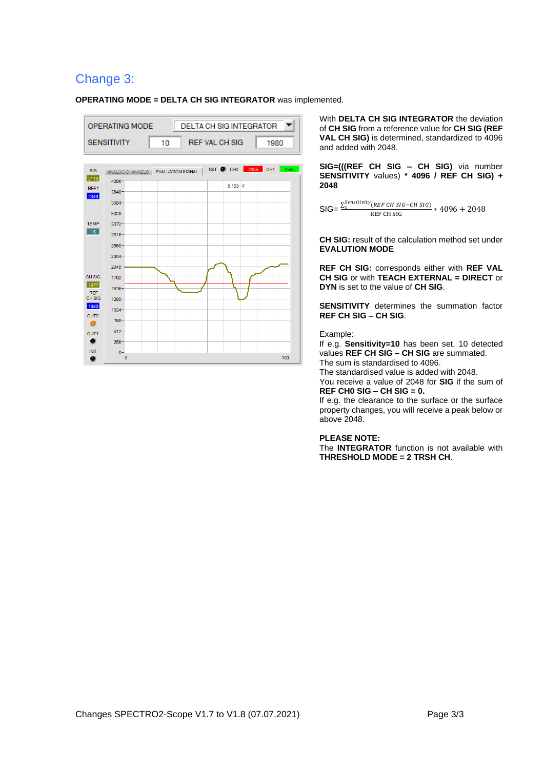## Change 3:

**OPERATING MODE = DELTA CH SIG INTEGRATOR** was implemented.

OPERATING MODE
DELTA CH SIG INTEGRATOR
SENSITIVITY
10
REF VAL CH SIG
1980

SIG
2110
REF1
2048
TEMP
16
CH SIG
1977
REF CH SIG
1980
OUT0
OUT1
IN0
ANALOG CHANNELS
EVALUATION SIGNAL
SAT
CH0
2385
CH1
2553
4096
3840
3584
3328
3072
2816
2560
2304
2048
1792
1536
1280
1024
768
512
256
0
5.153 V
0
100

With **DELTA CH SIG INTEGRATOR** the deviation of **CH SIG** from a reference value for **CH SIG (REF VAL CH SIG)** is determined, standardized to 4096 and added with 2048.

**SIG=(((REF CH SIG – CH SIG)** via number **SENSITIVITY** values) *** 4096 / REF CH SIG) + 2048**

$$\text{SIG}=\frac{\sum_{1}^{Sensitivity}(REF\ CH\ SIG-CH\ SIG)}{\text{REF CH SIG}}*4096+2048$$

**CH SIG:** result of the calculation method set under **EVALUTION MODE**

**REF CH SIG:** corresponds either with **REF VAL CH SIG** or with **TEACH EXTERNAL = DIRECT** or **DYN** is set to the value of **CH SIG**.

**SENSITIVITY** determines the summation factor **REF CH SIG – CH SIG**.

Example:
If e.g. **Sensitivity=10** has been set, 10 detected values **REF CH SIG – CH SIG** are summated.
The sum is standardised to 4096.
The standardised value is added with 2048.
You receive a value of 2048 for **SIG** if the sum of **REF CH0 SIG – CH SIG = 0.**
If e.g. the clearance to the surface or the surface property changes, you will receive a peak below or above 2048.

**PLEASE NOTE:**
The **INTEGRATOR** function is not available with **THRESHOLD MODE = 2 TRSH CH**.